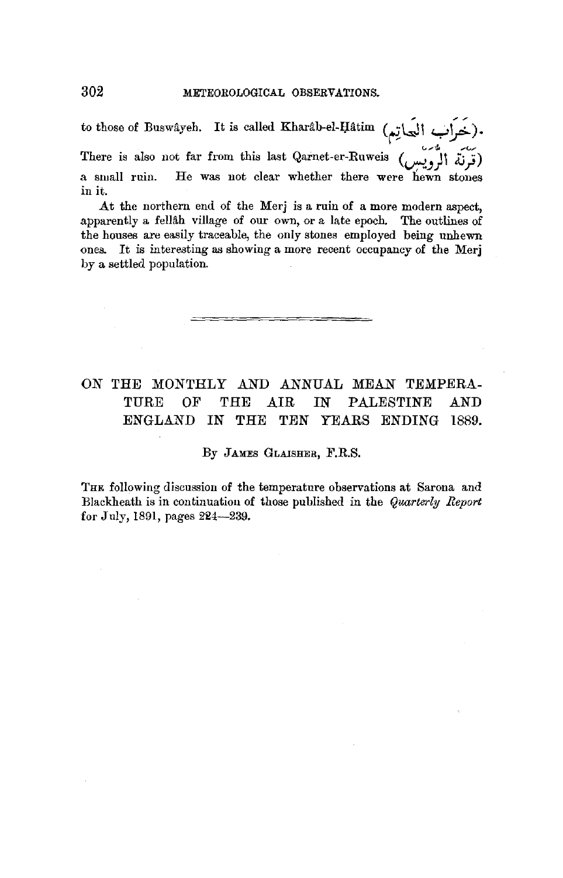to those of Buswâyeh. It is called Kharâb-el-Ḥâtim (خَرَاب الحَاتِم).

There is also not far from this last Qarnet-er-Ruweis (قَرْنَة الرُّوَيس) a small ruin. He was not clear whether there were hewn stones in it.

At the northern end of the Merj is a ruin of a more modern aspect, apparently a fellâh village of our own, or a late epoch. The outlines of the houses are easily traceable, the only stones employed being unhewn ones. It is interesting as showing a more recent occupancy of the Merj by a settled population.

---

# ON THE MONTHLY AND ANNUAL MEAN TEMPERATURE OF THE AIR IN PALESTINE AND ENGLAND IN THE TEN YEARS ENDING 1889.

By JAMES GLAISHER, F.R.S.

THE following discussion of the temperature observations at Sarona and Blackheath is in continuation of those published in the *Quarterly Report* for July, 1891, pages 224—239.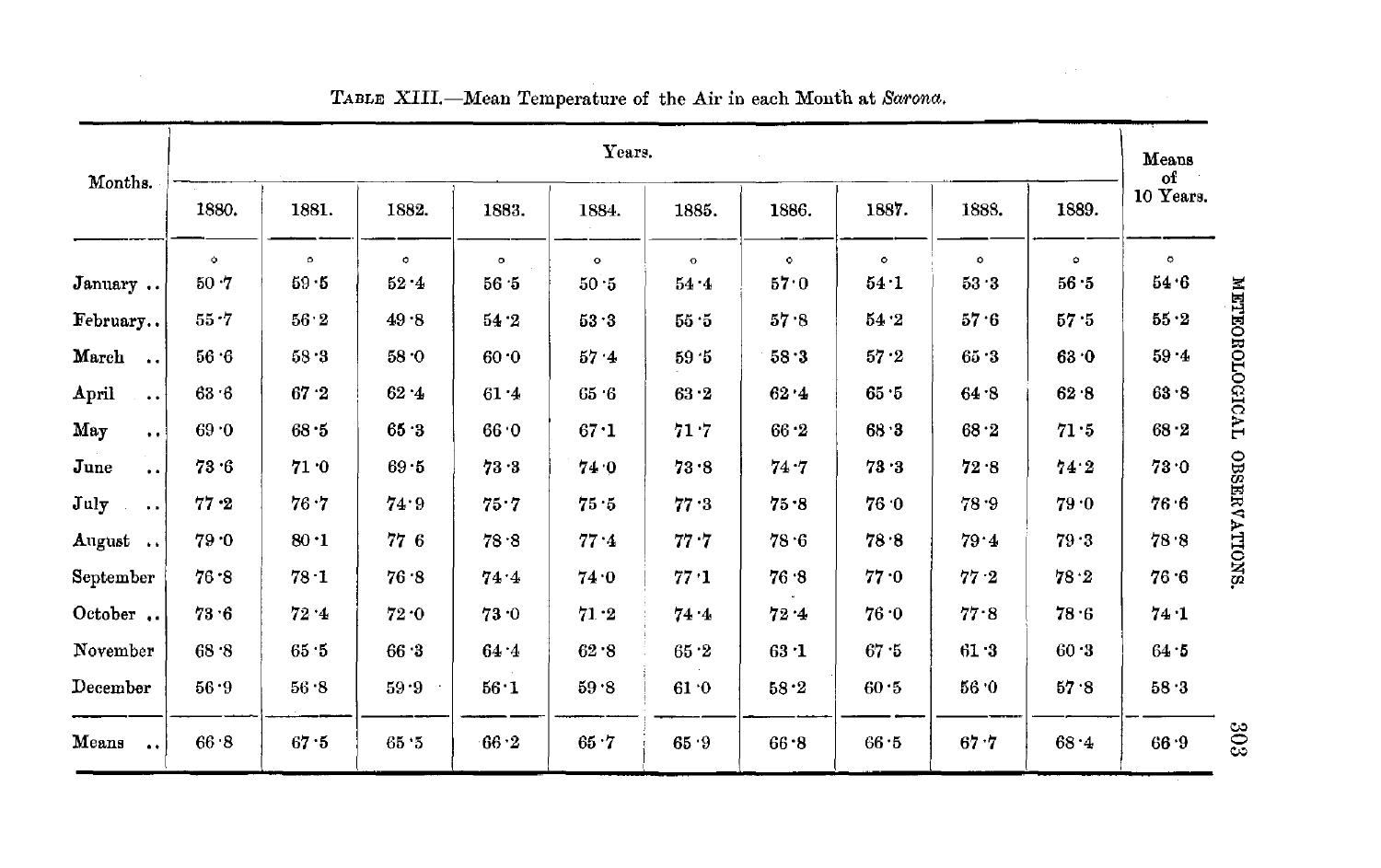TABLE XIII.—Mean Temperature of the Air in each Month at *Sarona*.

| Months. | Years. | | | | | | | | | | Means of 10 Years. |
|---|---|---|---|---|---|---|---|---|---|---|---|
| | 1880. | 1881. | 1882. | 1883. | 1884. | 1885. | 1886. | 1887. | 1888. | 1889. | |
| | ° | ° | ° | ° | ° | ° | ° | ° | ° | ° | ° |
| January .. | 50·7 | 59·5 | 52·4 | 56·5 | 50·5 | 54·4 | 57·0 | 54·1 | 53·3 | 56·5 | 54·6 |
| February.. | 55·7 | 56·2 | 49·8 | 54·2 | 53·3 | 55·5 | 57·8 | 54·2 | 57·6 | 57·5 | 55·2 |
| March .. | 56·6 | 58·3 | 58·0 | 60·0 | 57·4 | 59·5 | 58·3 | 57·2 | 65·3 | 63·0 | 59·4 |
| April .. | 63·6 | 67·2 | 62·4 | 61·4 | 65·6 | 63·2 | 62·4 | 65·5 | 64·8 | 62·8 | 63·8 |
| May .. | 69·0 | 68·5 | 65·3 | 66·0 | 67·1 | 71·7 | 66·2 | 68·3 | 68·2 | 71·5 | 68·2 |
| June .. | 73·6 | 71·0 | 69·5 | 73·3 | 74·0 | 73·8 | 74·7 | 73·3 | 72·8 | 74·2 | 73·0 |
| July .. | 77·2 | 76·7 | 74·9 | 75·7 | 75·5 | 77·3 | 75·8 | 76·0 | 78·9 | 79·0 | 76·6 |
| August .. | 79·0 | 80·1 | 77 6 | 78·8 | 77·4 | 77·7 | 78·6 | 78·8 | 79·4 | 79·3 | 78·8 |
| September | 76·8 | 78·1 | 76·8 | 74·4 | 74·0 | 77·1 | 76·8 | 77·0 | 77·2 | 78·2 | 76·6 |
| October .. | 73·6 | 72·4 | 72·0 | 73·0 | 71·2 | 74·4 | 72·4 | 76·0 | 77·8 | 78·6 | 74·1 |
| November | 68·8 | 65·5 | 66·3 | 64·4 | 62·8 | 65·2 | 63·1 | 67·5 | 61·3 | 60·3 | 64·5 |
| December | 56·9 | 56·8 | 59·9 | 56·1 | 59·8 | 61·0 | 58·2 | 60·5 | 56·0 | 57·8 | 58·3 |
| Means .. | 66·8 | 67·5 | 65·5 | 66·2 | 65·7 | 65·9 | 66·8 | 66·5 | 67·7 | 68·4 | 66·9 |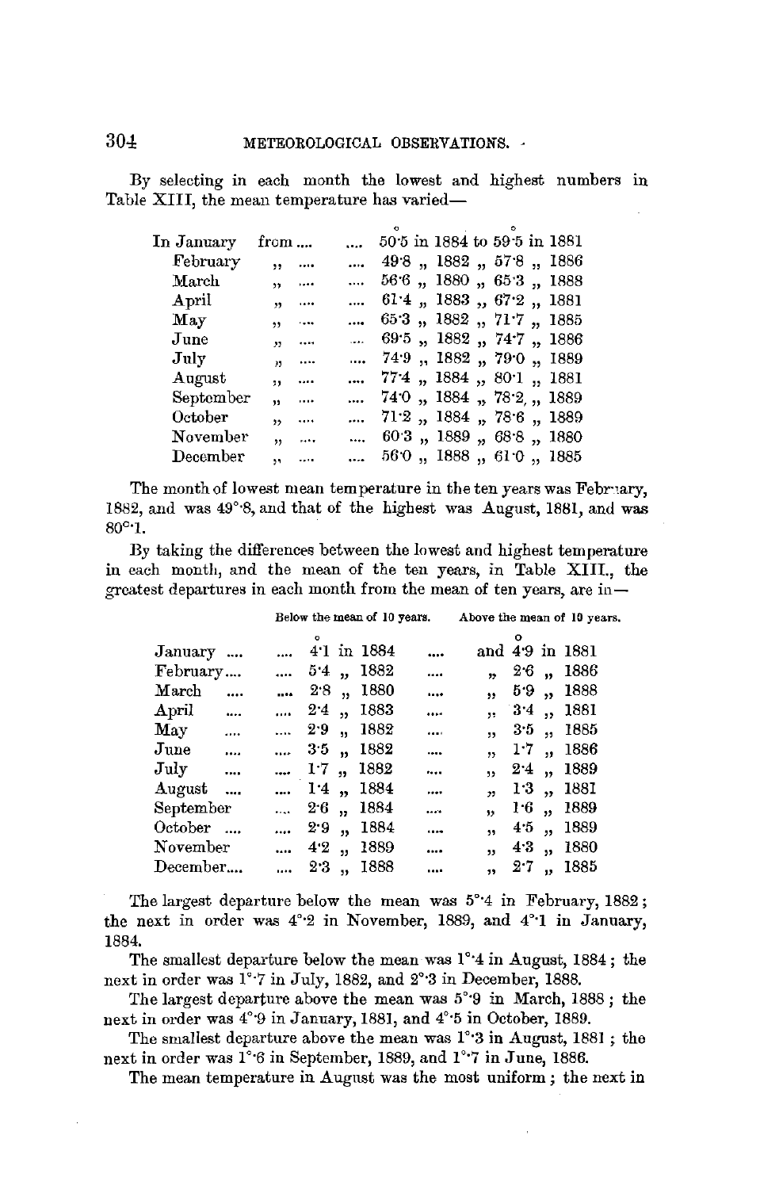By selecting in each month the lowest and highest numbers in Table XIII, the mean temperature has varied—

| | | ° | | ° | |
|---|---|---|---|---|---|
| In January | from .... | 50·5 | in 1884 to | 59·5 | in 1881 |
| February | ,, | 49·8 | ,, 1882 ,, | 57·8 | ,, 1886 |
| March | ,, | 56·6 | ,, 1880 ,, | 65·3 | ,, 1888 |
| April | ,, | 61·4 | ,, 1883 ,, | 67·2 | ,, 1881 |
| May | ,, | 65·3 | ,, 1882 ,, | 71·7 | ,, 1885 |
| June | ,, | 69·5 | ,, 1882 ,, | 74·7 | ,, 1886 |
| July | ,, | 74·9 | ,, 1882 ,, | 79·0 | ,, 1889 |
| August | ,, | 77·4 | ,, 1884 ,, | 80·1 | ,, 1881 |
| September | ,, | 74·0 | ,, 1884 ,, | 78·2 | ,, 1889 |
| October | ,, | 71·2 | ,, 1884 ,, | 78·6 | ,, 1889 |
| November | ,, | 60·3 | ,, 1889 ,, | 68·8 | ,, 1880 |
| December | ,, | 56·0 | ,, 1888 ,, | 61·0 | ,, 1885 |

The month of lowest mean temperature in the ten years was February, 1882, and was 49°·8, and that of the highest was August, 1881, and was 80°·1.

By taking the differences between the lowest and highest temperature in each month, and the mean of the ten years, in Table XIII., the greatest departures in each month from the mean of ten years, are in—

| | Below the mean of 10 years. | | Above the mean of 10 years. | |
|---|---|---|---|---|
| | ° | | ° | |
| January .... | 4·1 | in 1884 | and 4·9 | in 1881 |
| February.... | 5·4 | ,, 1882 | ,, 2·6 | ,, 1886 |
| March .... | 2·8 | ,, 1880 | ,, 5·9 | ,, 1888 |
| April .... | 2·4 | ,, 1883 | ,, 3·4 | ,, 1881 |
| May .... | 2·9 | ,, 1882 | ,, 3·5 | ,, 1885 |
| June .... | 3·5 | ,, 1882 | ,, 1·7 | ,, 1886 |
| July .... | 1·7 | ,, 1882 | ,, 2·4 | ,, 1889 |
| August .... | 1·4 | ,, 1884 | ,, 1·3 | ,, 1881 |
| September | 2·6 | ,, 1884 | ,, 1·6 | ,, 1889 |
| October .... | 2·9 | ,, 1884 | ,, 4·5 | ,, 1889 |
| November | 4·2 | ,, 1889 | ,, 4·3 | ,, 1880 |
| December.... | 2·3 | ,, 1888 | ,, 2·7 | ,, 1885 |

The largest departure below the mean was 5°·4 in February, 1882; the next in order was 4°·2 in November, 1889, and 4°·1 in January, 1884.

The smallest departure below the mean was 1°·4 in August, 1884; the next in order was 1°·7 in July, 1882, and 2°·3 in December, 1888.

The largest departure above the mean was 5°·9 in March, 1888; the next in order was 4°·9 in January, 1881, and 4°·5 in October, 1889.

The smallest departure above the mean was 1°·3 in August, 1881; the next in order was 1°·6 in September, 1889, and 1°·7 in June, 1886.

The mean temperature in August was the most uniform; the next in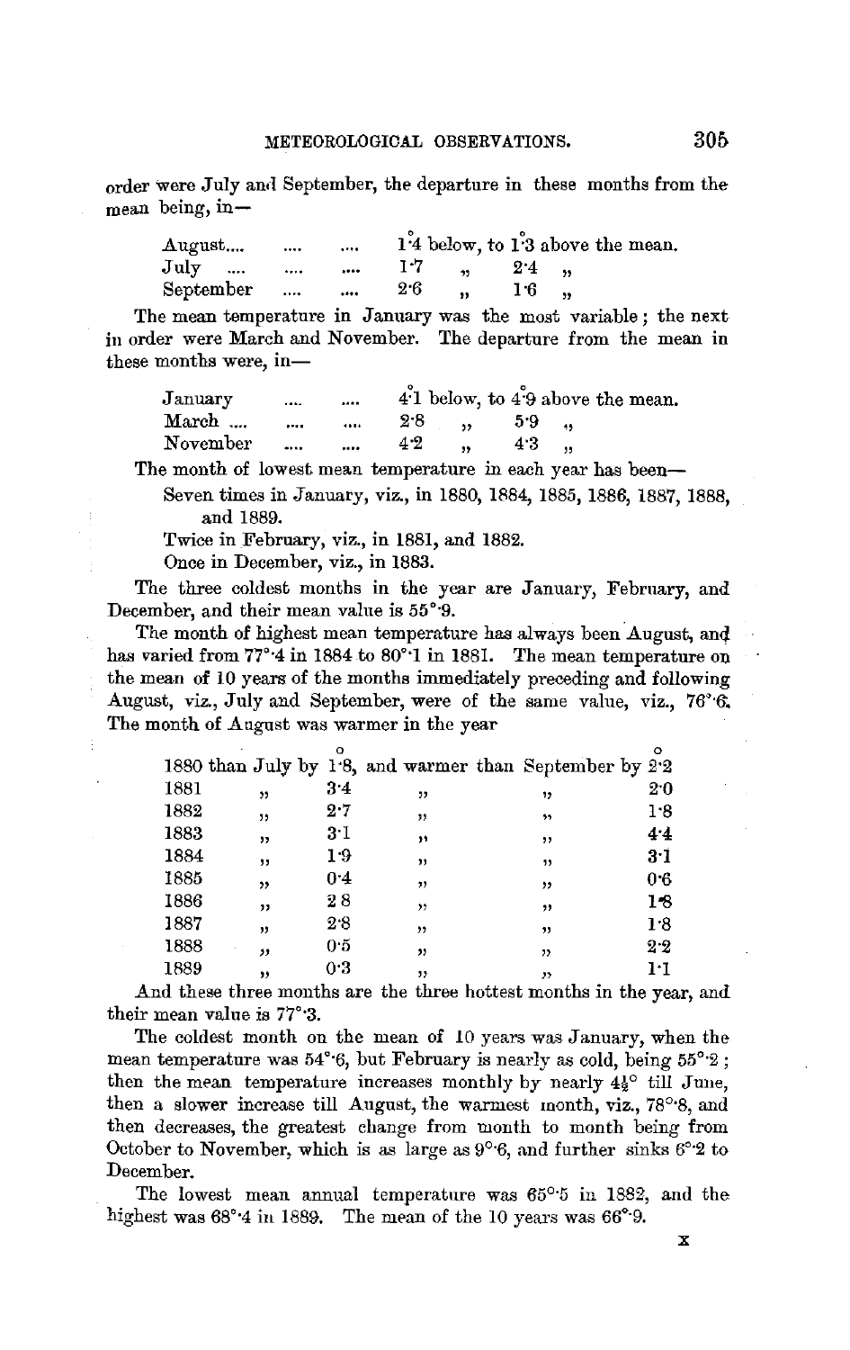order were July and September, the departure in these months from the mean being, in—

| | | |
|---|---|---|
| August.... | 1°·4 below, to 1°·3 above the mean. | |
| July .... | 1·7 " | 2·4 " |
| September .... | 2·6 " | 1·6 " |

The mean temperature in January was the most variable; the next in order were March and November. The departure from the mean in these months were, in—

| | | |
|---|---|---|
| January .... | 4°·1 below, to 4°·9 above the mean. | |
| March .... | 2·8 " | 5·9 " |
| November .... | 4·2 " | 4·3 " |

The month of lowest mean temperature in each year has been—

Seven times in January, viz., in 1880, 1884, 1885, 1886, 1887, 1888, and 1889.

Twice in February, viz., in 1881, and 1882.

Once in December, viz., in 1883.

The three coldest months in the year are January, February, and December, and their mean value is 55°·9.

The month of highest mean temperature has always been August, and has varied from 77°·4 in 1884 to 80°·1 in 1881. The mean temperature on the mean of 10 years of the months immediately preceding and following August, viz., July and September, were of the same value, viz., 76°·6. The month of August was warmer in the year

| Year | | ° | | | ° |
|---|---|---|---|---|---|
| 1880 | than July by | 1·8, | and warmer than | September by | 2·2 |
| 1881 | " | 3·4 | " | " | 2·0 |
| 1882 | " | 2·7 | " | " | 1·8 |
| 1883 | " | 3·1 | " | " | 4·4 |
| 1884 | " | 1·9 | " | " | 3·1 |
| 1885 | " | 0·4 | " | " | 0·6 |
| 1886 | " | 2·8 | " | " | 1·8 |
| 1887 | " | 2·8 | " | " | 1·8 |
| 1888 | " | 0·5 | " | " | 2·2 |
| 1889 | " | 0·3 | " | " | 1·1 |

And these three months are the three hottest months in the year, and their mean value is 77°·3.

The coldest month on the mean of 10 years was January, when the mean temperature was 54°·6, but February is nearly as cold, being 55°·2; then the mean temperature increases monthly by nearly 4½° till June, then a slower increase till August, the warmest month, viz., 78°·8, and then decreases, the greatest change from month to month being from October to November, which is as large as 9°·6, and further sinks 6°·2 to December.

The lowest mean annual temperature was 65°·5 in 1882, and the highest was 68°·4 in 1889. The mean of the 10 years was 66°·9.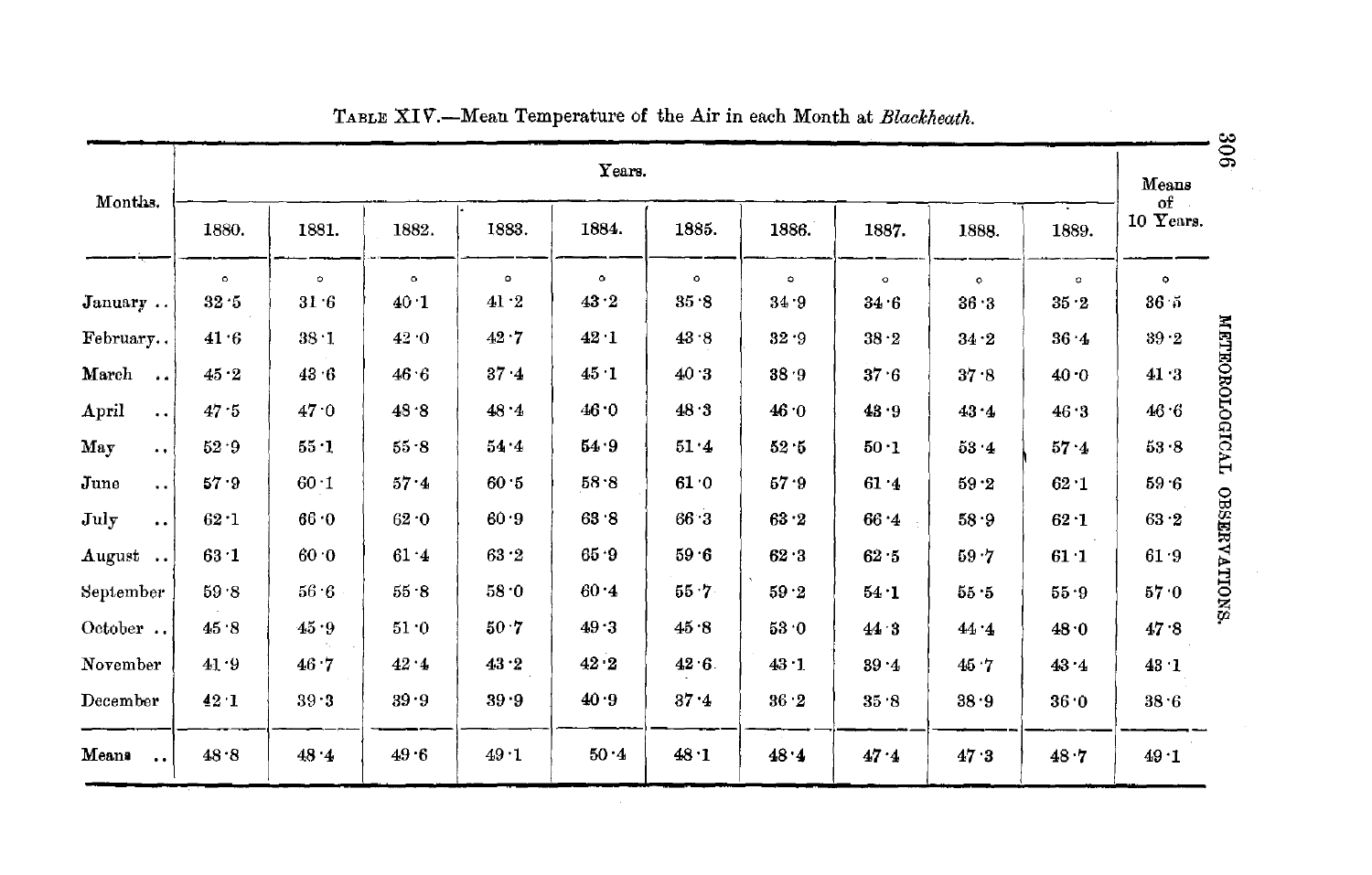TABLE XIV.—Mean Temperature of the Air in each Month at *Blackheath*.

| Months. | Years. | | | | | | | | | | Means of 10 Years. |
|---|---|---|---|---|---|---|---|---|---|---|---|
| | 1880. | 1881. | 1882. | 1883. | 1884. | 1885. | 1886. | 1887. | 1888. | 1889. | |
| | ° | ° | ° | ° | ° | ° | ° | ° | ° | ° | ° |
| January .. | 32·5 | 31·6 | 40·1 | 41·2 | 43·2 | 35·8 | 34·9 | 34·6 | 36·3 | 35·2 | 36·5 |
| February.. | 41·6 | 38·1 | 42·0 | 42·7 | 42·1 | 43·8 | 32·9 | 38·2 | 34·2 | 36·4 | 39·2 |
| March .. | 45·2 | 43·6 | 46·6 | 37·4 | 45·1 | 40·3 | 38·9 | 37·6 | 37·8 | 40·0 | 41·3 |
| April .. | 47·5 | 47·0 | 48·8 | 48·4 | 46·0 | 48·3 | 46·0 | 43·9 | 43·4 | 46·3 | 46·6 |
| May .. | 52·9 | 55·1 | 55·8 | 54·4 | 54·9 | 51·4 | 52·5 | 50·1 | 53·4 | 57·4 | 53·8 |
| June .. | 57·9 | 60·1 | 57·4 | 60·5 | 58·8 | 61·0 | 57·9 | 61·4 | 59·2 | 62·1 | 59·6 |
| July .. | 62·1 | 66·0 | 62·0 | 60·9 | 63·8 | 66·3 | 63·2 | 66·4 | 58·9 | 62·1 | 63·2 |
| August .. | 63·1 | 60·0 | 61·4 | 63·2 | 65·9 | 59·6 | 62·3 | 62·5 | 59·7 | 61·1 | 61·9 |
| September | 59·8 | 56·6 | 55·8 | 58·0 | 60·4 | 55·7 | 59·2 | 54·1 | 55·5 | 55·9 | 57·0 |
| October .. | 45·8 | 45·9 | 51·0 | 50·7 | 49·3 | 45·8 | 53·0 | 44·3 | 44·4 | 48·0 | 47·8 |
| November | 41·9 | 46·7 | 42·4 | 43·2 | 42·2 | 42·6 | 43·1 | 39·4 | 45·7 | 43·4 | 43·1 |
| December | 42·1 | 39·3 | 39·9 | 39·9 | 40·9 | 37·4 | 36·2 | 35·8 | 38·9 | 36·0 | 38·6 |
| Means .. | 48·8 | 48·4 | 49·6 | 49·1 | 50·4 | 48·1 | 48·4 | 47·4 | 47·3 | 48·7 | 49·1 |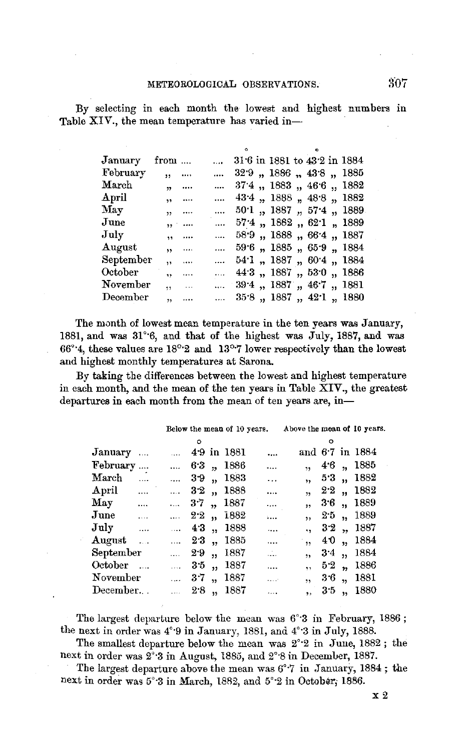By selecting in each month the lowest and highest numbers in Table XIV., the mean temperature has varied in—

| Month | | Lowest (°) | Year | Highest (°) | Year |
|---|---|---|---|---|---|
| January | from | 31·6 | in 1881 | to 43·2 | in 1884 |
| February | ,, | 32·9 | ,, 1886 | ,, 43·8 | ,, 1885 |
| March | ,, | 37·4 | ,, 1883 | ,, 46·6 | ,, 1882 |
| April | ,, | 43·4 | ,, 1888 | ,, 48·8 | ,, 1882 |
| May | ,, | 50·1 | ,, 1887 | ,, 57·4 | ,, 1889 |
| June | ,, | 57·4 | ,, 1882 | ,, 62·1 | ,, 1889 |
| July | ,, | 58·9 | ,, 1888 | ,, 66·4 | ,, 1887 |
| August | ,, | 59·6 | ,, 1885 | ,, 65·9 | ,, 1884 |
| September | ,, | 54·1 | ,, 1887 | ,, 60·4 | ,, 1884 |
| October | ,, | 44·3 | ,, 1887 | ,, 53·0 | ,, 1886 |
| November | ,, | 39·4 | ,, 1887 | ,, 46·7 | ,, 1881 |
| December | ,, | 35·8 | ,, 1887 | ,, 42·1 | ,, 1880 |

The month of lowest mean temperature in the ten years was January, 1881, and was 31°·6, and that of the highest was July, 1887, and was 66°·4, these values are 18°·2 and 13°·7 lower respectively than the lowest and highest monthly temperatures at Sarona.

By taking the differences between the lowest and highest temperature in each month, and the mean of the ten years in Table XIV., the greatest departures in each month from the mean of ten years are, in—

| Month | Below the mean of 10 years (°) | Year | Above the mean of 10 years (°) | Year |
|---|---|---|---|---|
| January | 4·9 | in 1881 | and 6·7 | in 1884 |
| February | 6·3 | ,, 1886 | ,, 4·6 | ,, 1885 |
| March | 3·9 | ,, 1883 | ,, 5·3 | ,, 1882 |
| April | 3·2 | ,, 1888 | ,, 2·2 | ,, 1882 |
| May | 3·7 | ,, 1887 | ,, 3·6 | ,, 1889 |
| June | 2·2 | ,, 1882 | ,, 2·5 | ,, 1889 |
| July | 4·3 | ,, 1888 | ,, 3·2 | ,, 1887 |
| August | 2·3 | ,, 1885 | ,, 4·0 | ,, 1884 |
| September | 2·9 | ,, 1887 | ,, 3·4 | ,, 1884 |
| October | 3·5 | ,, 1887 | ,, 5·2 | ,, 1886 |
| November | 3·7 | ,, 1887 | ,, 3·6 | ,, 1881 |
| December | 2·8 | ,, 1887 | ,, 3·5 | ,, 1880 |

The largest departure below the mean was 6°·3 in February, 1886; the next in order was 4°·9 in January, 1881, and 4°·3 in July, 1888.

The smallest departure below the mean was 2°·2 in June, 1882; the next in order was 2°·3 in August, 1885, and 2°·8 in December, 1887.

The largest departure above the mean was 6°·7 in January, 1884; the next in order was 5°·3 in March, 1882, and 5°·2 in October, 1886.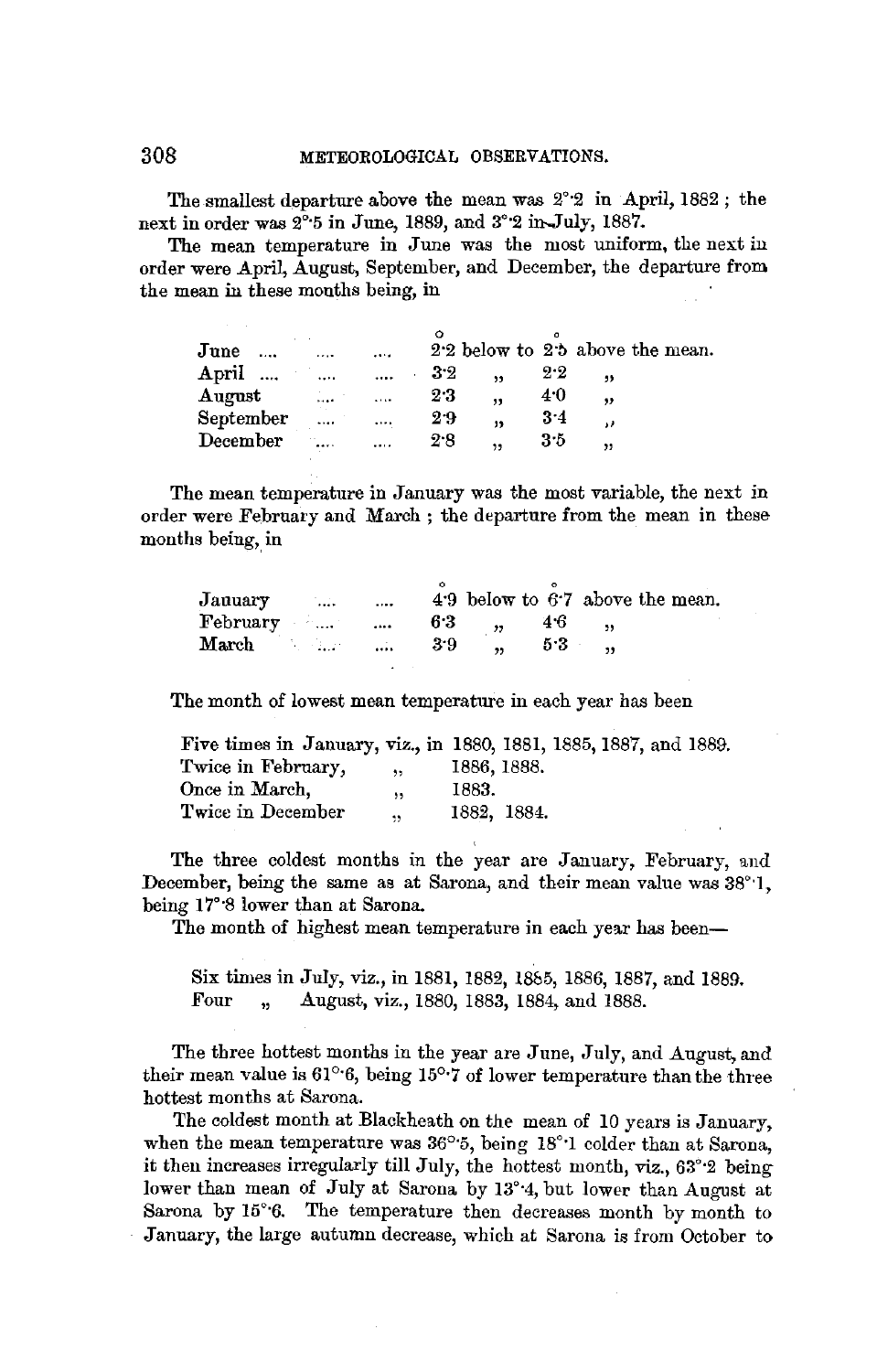The smallest departure above the mean was 2°·2 in April, 1882; the next in order was 2°·5 in June, 1889, and 3°·2 in July, 1887.

The mean temperature in June was the most uniform, the next in order were April, August, September, and December, the departure from the mean in these months being, in

| | ° | | ° | |
|---|---|---|---|---|
| June .... .... .... | 2·2 | below to | 2·5 | above the mean. |
| April .... .... .... | 3·2 | " | 2·2 | " |
| August .... .... | 2·3 | " | 4·0 | " |
| September .... .... | 2·9 | " | 3·4 | " |
| December .... .... | 2·8 | " | 3·5 | " |

The mean temperature in January was the most variable, the next in order were February and March; the departure from the mean in these months being, in

| | ° | | ° | |
|---|---|---|---|---|
| January .... .... | 4·9 | below to | 6·7 | above the mean. |
| February .... .... | 6·3 | " | 4·6 | " |
| March .... .... | 3·9 | " | 5·3 | " |

The month of lowest mean temperature in each year has been

Five times in January, viz., in 1880, 1881, 1885, 1887, and 1889.
Twice in February, " 1886, 1888.
Once in March, " 1883.
Twice in December " 1882, 1884.

The three coldest months in the year are January, February, and December, being the same as at Sarona, and their mean value was 38°·1, being 17°·8 lower than at Sarona.

The month of highest mean temperature in each year has been—

Six times in July, viz., in 1881, 1882, 1885, 1886, 1887, and 1889.
Four " August, viz., 1880, 1883, 1884, and 1888.

The three hottest months in the year are June, July, and August, and their mean value is 61°·6, being 15°·7 of lower temperature than the three hottest months at Sarona.

The coldest month at Blackheath on the mean of 10 years is January, when the mean temperature was 36°·5, being 18°·1 colder than at Sarona, it then increases irregularly till July, the hottest month, viz., 63°·2 being lower than mean of July at Sarona by 13°·4, but lower than August at Sarona by 15°·6. The temperature then decreases month by month to January, the large autumn decrease, which at Sarona is from October to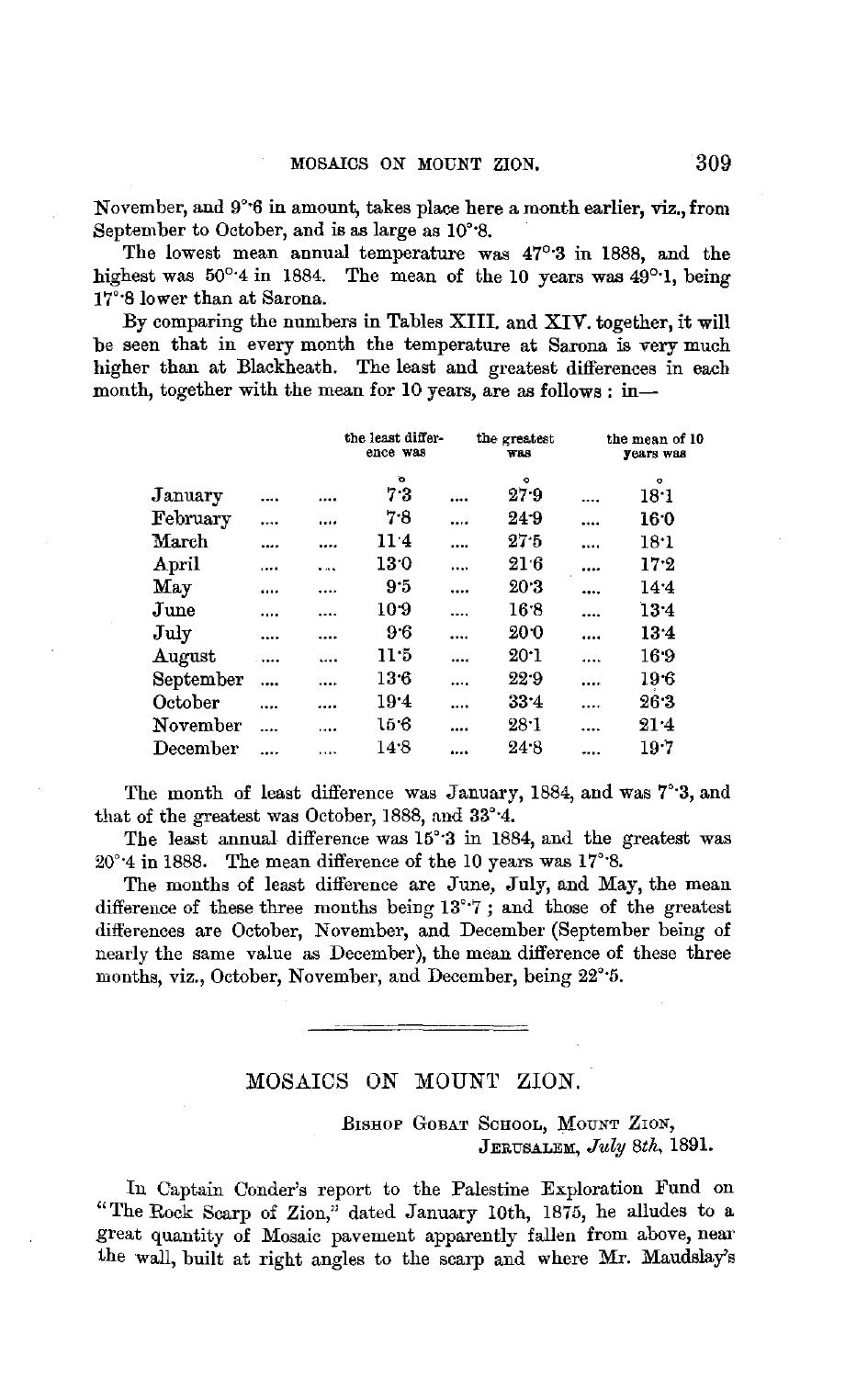November, and 9°·6 in amount, takes place here a month earlier, viz., from September to October, and is as large as 10°·8.

The lowest mean annual temperature was 47°·3 in 1888, and the highest was 50°·4 in 1884. The mean of the 10 years was 49°·1, being 17°·8 lower than at Sarona.

By comparing the numbers in Tables XIII. and XIV. together, it will be seen that in every month the temperature at Sarona is very much higher than at Blackheath. The least and greatest differences in each month, together with the mean for 10 years, are as follows : in—

| | the least difference was | the greatest was | the mean of 10 years was |
|---|---|---|---|
| | ° | ° | ° |
| January | 7·3 | 27·9 | 18·1 |
| February | 7·8 | 24·9 | 16·0 |
| March | 11·4 | 27·5 | 18·1 |
| April | 13·0 | 21·6 | 17·2 |
| May | 9·5 | 20·3 | 14·4 |
| June | 10·9 | 16·8 | 13·4 |
| July | 9·6 | 20·0 | 13·4 |
| August | 11·5 | 20·1 | 16·9 |
| September | 13·6 | 22·9 | 19·6 |
| October | 19·4 | 33·4 | 26·3 |
| November | 15·6 | 28·1 | 21·4 |
| December | 14·8 | 24·8 | 19·7 |

The month of least difference was January, 1884, and was 7°·3, and that of the greatest was October, 1888, and 33°·4.

The least annual difference was 15°·3 in 1884, and the greatest was 20°·4 in 1888. The mean difference of the 10 years was 17°·8.

The months of least difference are June, July, and May, the mean difference of these three months being 13°·7 ; and those of the greatest differences are October, November, and December (September being of nearly the same value as December), the mean difference of these three months, viz., October, November, and December, being 22°·5.

---

## MOSAICS ON MOUNT ZION.

BISHOP GOBAT SCHOOL, MOUNT ZION,
JERUSALEM, *July 8th*, 1891.

In Captain Conder's report to the Palestine Exploration Fund on "The Rock Scarp of Zion," dated January 10th, 1875, he alludes to a great quantity of Mosaic pavement apparently fallen from above, near the wall, built at right angles to the scarp and where Mr. Maudslay's